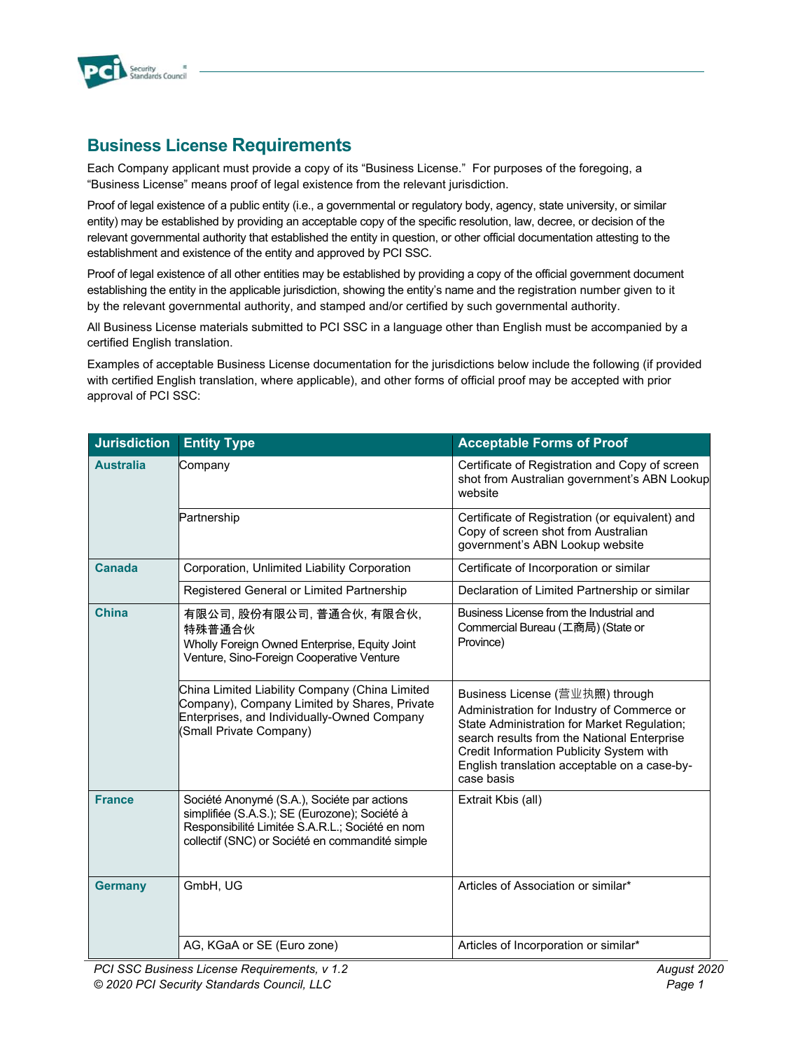## Business License Requirements

Each Company applicant must provide a copy of its "Business License." For purposes of the foregoing, a "Business License" means proof of legal existence from the relevant jurisdiction.

Proof of legal existence of a public entity (i.e., a governmental or regulatory body, agency, state university, or similar entity) may be established by providing an acceptable copy of the specific resolution, law, decree, or decision of the relevant governmental authority that established the entity in question, or other official documentation attesting to the establishment and existence of the entity and approved by PCI SSC.

Proof of legal existence of all other entities may be established by providing a copy of the official government document establishing the entity in the applicable jurisdiction, showing the entity's name and the registration number given to it by the relevant governmental authority, and stamped and/or certified by such governmental authority.

All Business License materials submitted to PCI SSC in a language other than English must be accompanied by a certified English translation.

Examples of acceptable Business License documentation for the jurisdictions below include the following (if provided with certified English translation, where applicable), and other forms of official proof may be accepted with prior approval of PCI SSC:

| Jurisdiction | Entity Type | Acceptable Forms of Proof |
|---|---|---|
| **Australia** | Company | Certificate of Registration and Copy of screen shot from Australian government's ABN Lookup website |
| | Partnership | Certificate of Registration (or equivalent) and Copy of screen shot from Australian government's ABN Lookup website |
| **Canada** | Corporation, Unlimited Liability Corporation | Certificate of Incorporation or similar |
| | Registered General or Limited Partnership | Declaration of Limited Partnership or similar |
| **China** | 有限公司, 股份有限公司, 普通合伙, 有限合伙, 特殊普通合伙<br>Wholly Foreign Owned Enterprise, Equity Joint Venture, Sino-Foreign Cooperative Venture | Business License from the Industrial and Commercial Bureau (工商局) (State or Province) |
| | China Limited Liability Company (China Limited Company), Company Limited by Shares, Private Enterprises, and Individually-Owned Company (Small Private Company) | Business License (营业执照) through Administration for Industry of Commerce or State Administration for Market Regulation; search results from the National Enterprise Credit Information Publicity System with English translation acceptable on a case-by-case basis |
| **France** | Société Anonymé (S.A.), Sociéte par actions simplifiée (S.A.S.); SE (Eurozone); Société à Responsibilité Limitée S.A.R.L.; Société en nom collectif (SNC) or Société en commandité simple | Extrait Kbis (all) |
| **Germany** | GmbH, UG | Articles of Association or similar* |
| | AG, KGaA or SE (Euro zone) | Articles of Incorporation or similar* |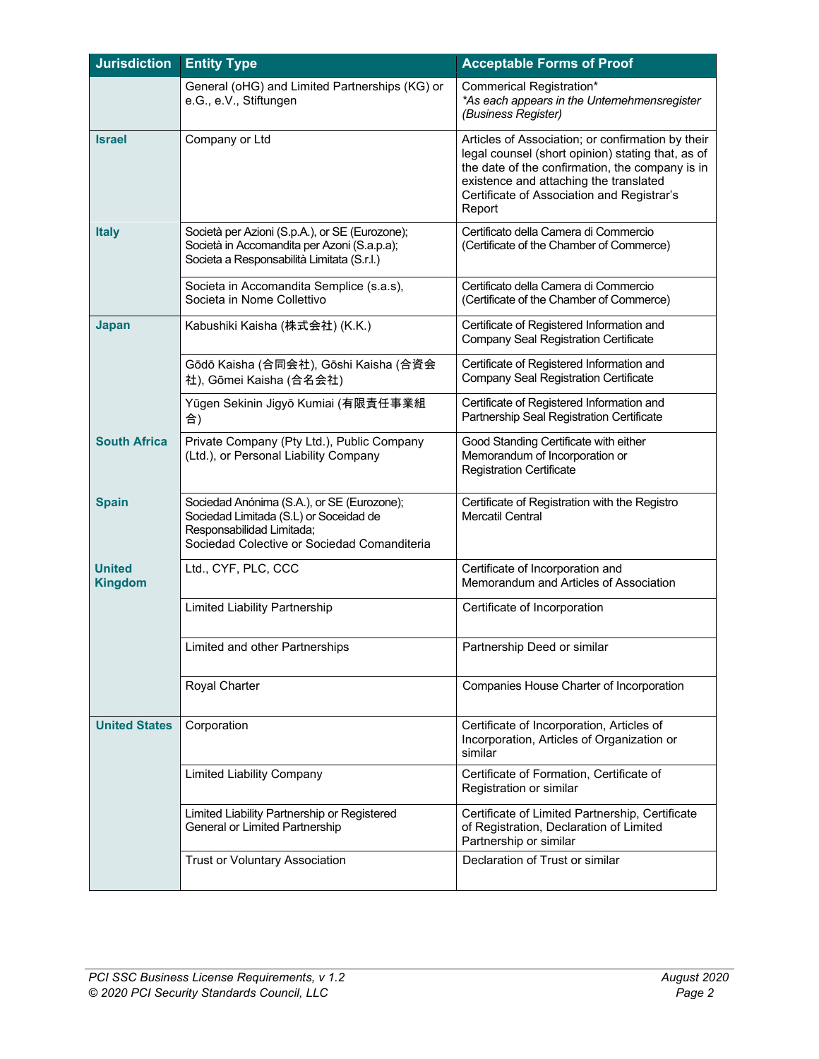| Jurisdiction | Entity Type | Acceptable Forms of Proof |
|---|---|---|
| | General (oHG) and Limited Partnerships (KG) or e.G., e.V., Stiftungen | Commerical Registration* *As each appears in the Unternehmensregister (Business Register)* |
| **Israel** | Company or Ltd | Articles of Association; or confirmation by their legal counsel (short opinion) stating that, as of the date of the confirmation, the company is in existence and attaching the translated Certificate of Association and Registrar's Report |
| **Italy** | Società per Azioni (S.p.A.), or SE (Eurozone); Società in Accomandita per Azoni (S.a.p.a); Societa a Responsabilità Limitata (S.r.l.) | Certificato della Camera di Commercio (Certificate of the Chamber of Commerce) |
| | Societa in Accomandita Semplice (s.a.s), Societa in Nome Collettivo | Certificato della Camera di Commercio (Certificate of the Chamber of Commerce) |
| **Japan** | Kabushiki Kaisha (株式会社) (K.K.) | Certificate of Registered Information and Company Seal Registration Certificate |
| | Gōdō Kaisha (合同会社), Gōshi Kaisha (合資会社), Gōmei Kaisha (合名会社) | Certificate of Registered Information and Company Seal Registration Certificate |
| | Yūgen Sekinin Jigyō Kumiai (有限責任事業組合) | Certificate of Registered Information and Partnership Seal Registration Certificate |
| **South Africa** | Private Company (Pty Ltd.), Public Company (Ltd.), or Personal Liability Company | Good Standing Certificate with either Memorandum of Incorporation or Registration Certificate |
| **Spain** | Sociedad Anónima (S.A.), or SE (Eurozone); Sociedad Limitada (S.L) or Soceidad de Responsabilidad Limitada; Sociedad Colective or Sociedad Comanditeria | Certificate of Registration with the Registro Mercatil Central |
| **United Kingdom** | Ltd., CYF, PLC, CCC | Certificate of Incorporation and Memorandum and Articles of Association |
| | Limited Liability Partnership | Certificate of Incorporation |
| | Limited and other Partnerships | Partnership Deed or similar |
| | Royal Charter | Companies House Charter of Incorporation |
| **United States** | Corporation | Certificate of Incorporation, Articles of Incorporation, Articles of Organization or similar |
| | Limited Liability Company | Certificate of Formation, Certificate of Registration or similar |
| | Limited Liability Partnership or Registered General or Limited Partnership | Certificate of Limited Partnership, Certificate of Registration, Declaration of Limited Partnership or similar |
| | Trust or Voluntary Association | Declaration of Trust or similar |